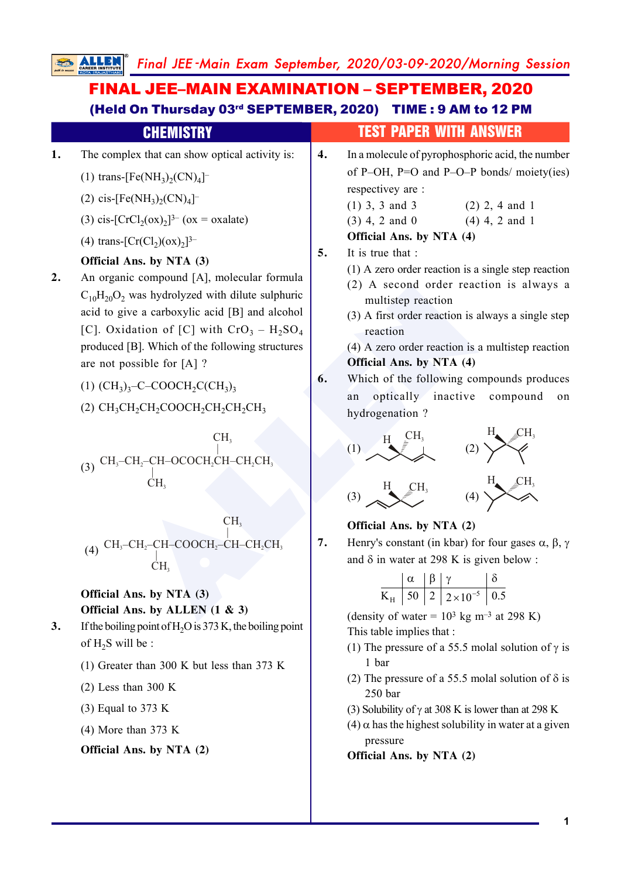# FINAL JEE–MAIN EXAMINATION – SEPTEMBER, 2020

**(Held On Thursday 03rd SEPTEMBER, 2020) TIME : 9 AM to 12 PM**

## CHEMISTRY — TEST PAPER WITH ANSWER

**1.** The complex that can show optical activity is:

(1) trans-$[Fe(NH_3)_2(CN)_4]^-$

(2) cis-$[Fe(NH_3)_2(CN)_4]^-$

(3) cis-$[CrCl_2(ox)_2]^{3-}$ (ox = oxalate)

(4) trans-$[Cr(Cl_2)(ox)_2]^{3-}$

**Official Ans. by NTA (3)**

**2.** An organic compound [A], molecular formula $C_{10}H_{20}O_2$ was hydrolyzed with dilute sulphuric acid to give a carboxylic acid [B] and alcohol [C]. Oxidation of [C] with $CrO_3 - H_2SO_4$ produced [B]. Which of the following structures are not possible for [A] ?

(1) $(CH_3)_3$–C–$COOCH_2C(CH_3)_3$

(2) $CH_3CH_2CH_2COOCH_2CH_2CH_2CH_3$

(3) $CH_3$–$CH_2$–CH($CH_3$)–$OCOCH_2$CH($CH_3$)–$CH_2CH_3$

(4) $CH_3$–$CH_2$–CH($CH_3$)–$COOCH_2$–CH($CH_3$)–$CH_2CH_3$

**Official Ans. by NTA (3)**

**Official Ans. by ALLEN (1 & 3)**

**3.** If the boiling point of $H_2O$ is 373 K, the boiling point of $H_2S$ will be :

(1) Greater than 300 K but less than 373 K

(2) Less than 300 K

(3) Equal to 373 K

(4) More than 373 K

**Official Ans. by NTA (2)**

**4.** In a molecule of pyrophosphoric acid, the number of P–OH, P=O and P–O–P bonds/ moiety(ies) respectivey are :

(1) 3, 3 and 3
(2) 2, 4 and 1
(3) 4, 2 and 0
(4) 4, 2 and 1

**Official Ans. by NTA (4)**

**5.** It is true that :

(1) A zero order reaction is a single step reaction

(2) A second order reaction is always a multistep reaction

(3) A first order reaction is always a single step reaction

(4) A zero order reaction is a multistep reaction

**Official Ans. by NTA (4)**

**6.** Which of the following compounds produces an optically inactive compound on hydrogenation ?

(1) [structure] (2) [structure] (3) [structure] (4) [structure]

**Official Ans. by NTA (2)**

**7.** Henry's constant (in kbar) for four gases α, β, γ and δ in water at 298 K is given below :

| | α | β | γ | δ |
|---|---|---|---|---|
| $K_H$ | 50 | 2 | $2\times10^{-5}$ | 0.5 |

(density of water = $10^3$ kg $m^{-3}$ at 298 K)

This table implies that :

(1) The pressure of a 55.5 molal solution of γ is 1 bar

(2) The pressure of a 55.5 molal solution of δ is 250 bar

(3) Solubility of γ at 308 K is lower than at 298 K

(4) α has the highest solubility in water at a given pressure

**Official Ans. by NTA (2)**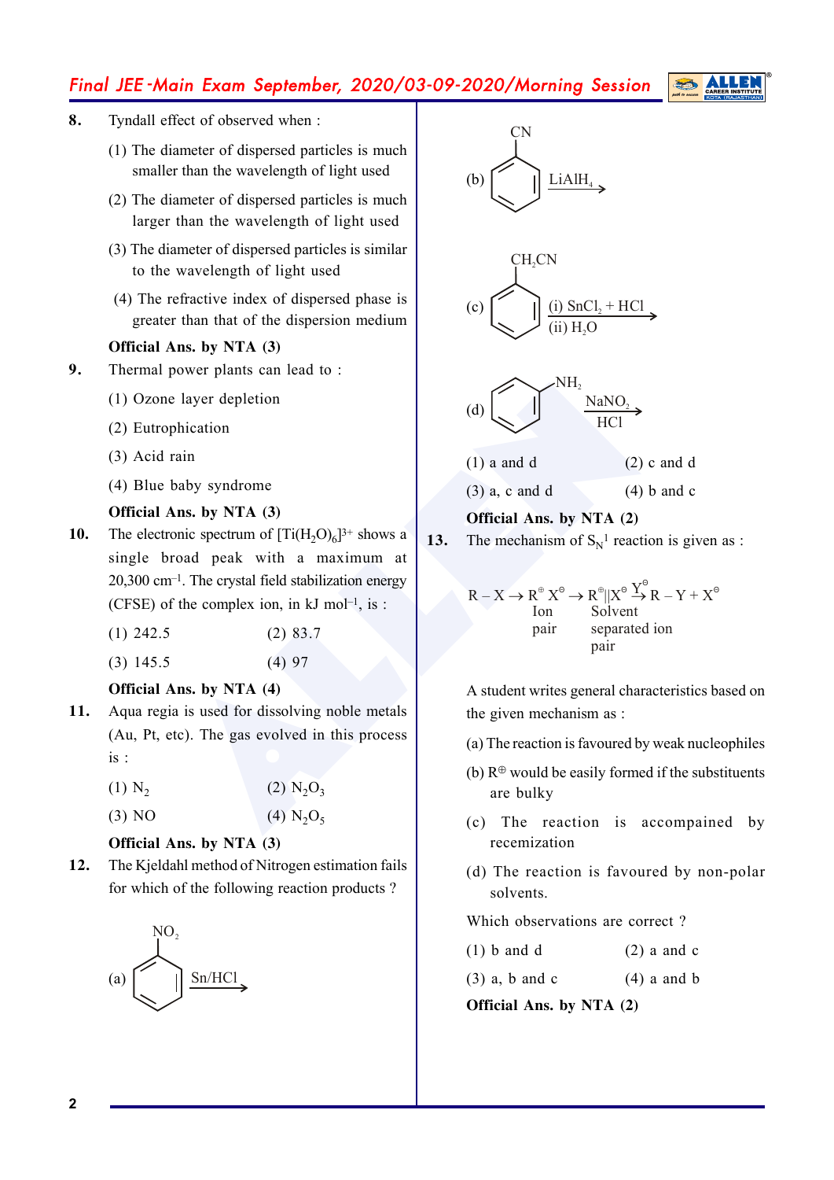**8.** Tyndall effect of observed when :

(1) The diameter of dispersed particles is much smaller than the wavelength of light used

(2) The diameter of dispersed particles is much larger than the wavelength of light used

(3) The diameter of dispersed particles is similar to the wavelength of light used

(4) The refractive index of dispersed phase is greater than that of the dispersion medium

**Official Ans. by NTA (3)**

**9.** Thermal power plants can lead to :

(1) Ozone layer depletion

(2) Eutrophication

(3) Acid rain

(4) Blue baby syndrome

**Official Ans. by NTA (3)**

**10.** The electronic spectrum of $[Ti(H_2O)_6]^{3+}$ shows a single broad peak with a maximum at 20,300 $cm^{-1}$. The crystal field stabilization energy (CFSE) of the complex ion, in kJ $mol^{-1}$, is :

(1) 242.5 (2) 83.7

(3) 145.5 (4) 97

**Official Ans. by NTA (4)**

**11.** Aqua regia is used for dissolving noble metals (Au, Pt, etc). The gas evolved in this process is :

(1) $N_2$ (2) $N_2O_3$

(3) NO (4) $N_2O_5$

**Official Ans. by NTA (3)**

**12.** The Kjeldahl method of Nitrogen estimation fails for which of the following reaction products ?

(a) Nitrobenzene ($C_6H_5NO_2$) $\xrightarrow{Sn/HCl}$

(b) Benzonitrile ($C_6H_5CN$) $\xrightarrow{LiAlH_4}$

(c) Benzyl cyanide ($C_6H_5CH_2CN$) $\xrightarrow[\text{(ii) } H_2O]{\text{(i) } SnCl_2 + HCl}$

(d) Aniline ($C_6H_5NH_2$) $\xrightarrow[HCl]{NaNO_2}$

(1) a and d (2) c and d

(3) a, c and d (4) b and c

**Official Ans. by NTA (2)**

**13.** The mechanism of $S_N1$ reaction is given as :

$$R-X \rightarrow \underset{\text{Ion pair}}{R^{\oplus}X^{\ominus}} \rightarrow \underset{\text{Solvent separated ion pair}}{R^{\oplus}||X^{\ominus}} \xrightarrow{Y^{\ominus}} R-Y + X^{\ominus}$$

A student writes general characteristics based on the given mechanism as :

(a) The reaction is favoured by weak nucleophiles

(b) $R^{\oplus}$ would be easily formed if the substituents are bulky

(c) The reaction is accompained by recemization

(d) The reaction is favoured by non-polar solvents.

Which observations are correct ?

(1) b and d (2) a and c

(3) a, b and c (4) a and b

**Official Ans. by NTA (2)**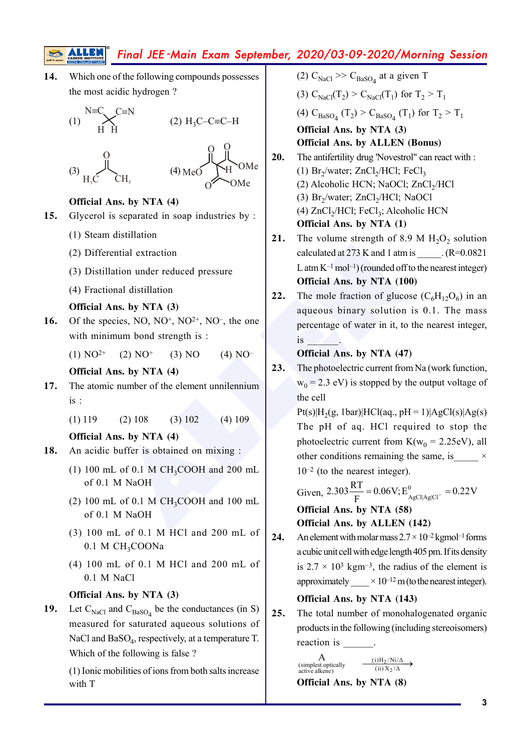**14.** Which one of the following compounds possesses the most acidic hydrogen ?

(1) $N\equiv C$, $C\equiv N$ (on a carbon–carbon unit with H, H)

(2) $H_3C-C\equiv C-H$

(3) $H_3C-CO-CH_3$

(4) MeO, OMe, H, OMe (tricarbonyl compound)

**Official Ans. by NTA (4)**

**15.** Glycerol is separated in soap industries by :

(1) Steam distillation

(2) Differential extraction

(3) Distillation under reduced pressure

(4) Fractional distillation

**Official Ans. by NTA (3)**

**16.** Of the species, NO, $NO^+$, $NO^{2+}$, $NO^-$, the one with minimum bond strength is :

(1) $NO^{2+}$ (2) $NO^+$ (3) NO (4) $NO^-$

**Official Ans. by NTA (4)**

**17.** The atomic number of the element unnilennium is :

(1) 119 (2) 108 (3) 102 (4) 109

**Official Ans. by NTA (4)**

**18.** An acidic buffer is obtained on mixing :

(1) 100 mL of 0.1 M $CH_3COOH$ and 200 mL of 0.1 M NaOH

(2) 100 mL of 0.1 M $CH_3COOH$ and 100 mL of 0.1 M NaOH

(3) 100 mL of 0.1 M HCl and 200 mL of 0.1 M $CH_3COONa$

(4) 100 mL of 0.1 M HCl and 200 mL of 0.1 M NaCl

**Official Ans. by NTA (3)**

**19.** Let $C_{NaCl}$ and $C_{BaSO_4}$ be the conductances (in S) measured for saturated aqueous solutions of NaCl and $BaSO_4$, respectively, at a temperature T. Which of the following is false ?

(1) Ionic mobilities of ions from both salts increase with T

(2) $C_{NaCl} >> C_{BaSO_4}$ at a given T

(3) $C_{NaCl}(T_2) > C_{NaCl}(T_1)$ for $T_2 > T_1$

(4) $C_{BaSO_4}(T_2) > C_{BaSO_4}(T_1)$ for $T_2 > T_1$

**Official Ans. by NTA (3)**

**Official Ans. by ALLEN (Bonus)**

**20.** The antifertility drug 'Novestrol' can react with :

(1) $Br_2$/water; $ZnCl_2$/HCl; $FeCl_3$

(2) Alcoholic HCN; NaOCl; $ZnCl_2$/HCl

(3) $Br_2$/water; $ZnCl_2$/HCl; NaOCl

(4) $ZnCl_2$/HCl; $FeCl_3$; Alcoholic HCN

**Official Ans. by NTA (1)**

**21.** The volume strength of 8.9 M $H_2O_2$ solution calculated at 273 K and 1 atm is _____. (R=0.0821 L atm $K^{-1}$ $mol^{-1}$) (rounded off to the nearest integer)

**Official Ans. by NTA (100)**

**22.** The mole fraction of glucose ($C_6H_{12}O_6$) in an aqueous binary solution is 0.1. The mass percentage of water in it, to the nearest integer, is ______.

**Official Ans. by NTA (47)**

**23.** The photoelectric current from Na (work function, $w_0 = 2.3$ eV) is stopped by the output voltage of the cell

Pt(s)|$H_2$(g, 1bar)|HCl(aq., pH = 1)|AgCl(s)|Ag(s)

The pH of aq. HCl required to stop the photoelectric current from K($w_0$ = 2.25eV), all other conditions remaining the same, is_____ × $10^{-2}$ (to the nearest integer).

Given, $2.303\dfrac{RT}{F} = 0.06V; E^0_{AgCl|Ag|Cl^-} = 0.22V$

**Official Ans. by NTA (58)**

**Official Ans. by ALLEN (142)**

**24.** An element with molar mass $2.7 \times 10^{-2}$ kg$mol^{-1}$ forms a cubic unit cell with edge length 405 pm. If its density is $2.7 \times 10^3$ $kgm^{-3}$, the radius of the element is approximately____ × $10^{-12}$ m (to the nearest integer).

**Official Ans. by NTA (143)**

**25.** The total number of monohalogenated organic products in the following (including stereoisomers) reaction is _______.

$$\underset{\text{(simplest optically active alkene)}}{A} \xrightarrow[\text{(ii) } X_2/\Delta]{\text{(i) } H_2/Ni/\Delta}$$

**Official Ans. by NTA (8)**